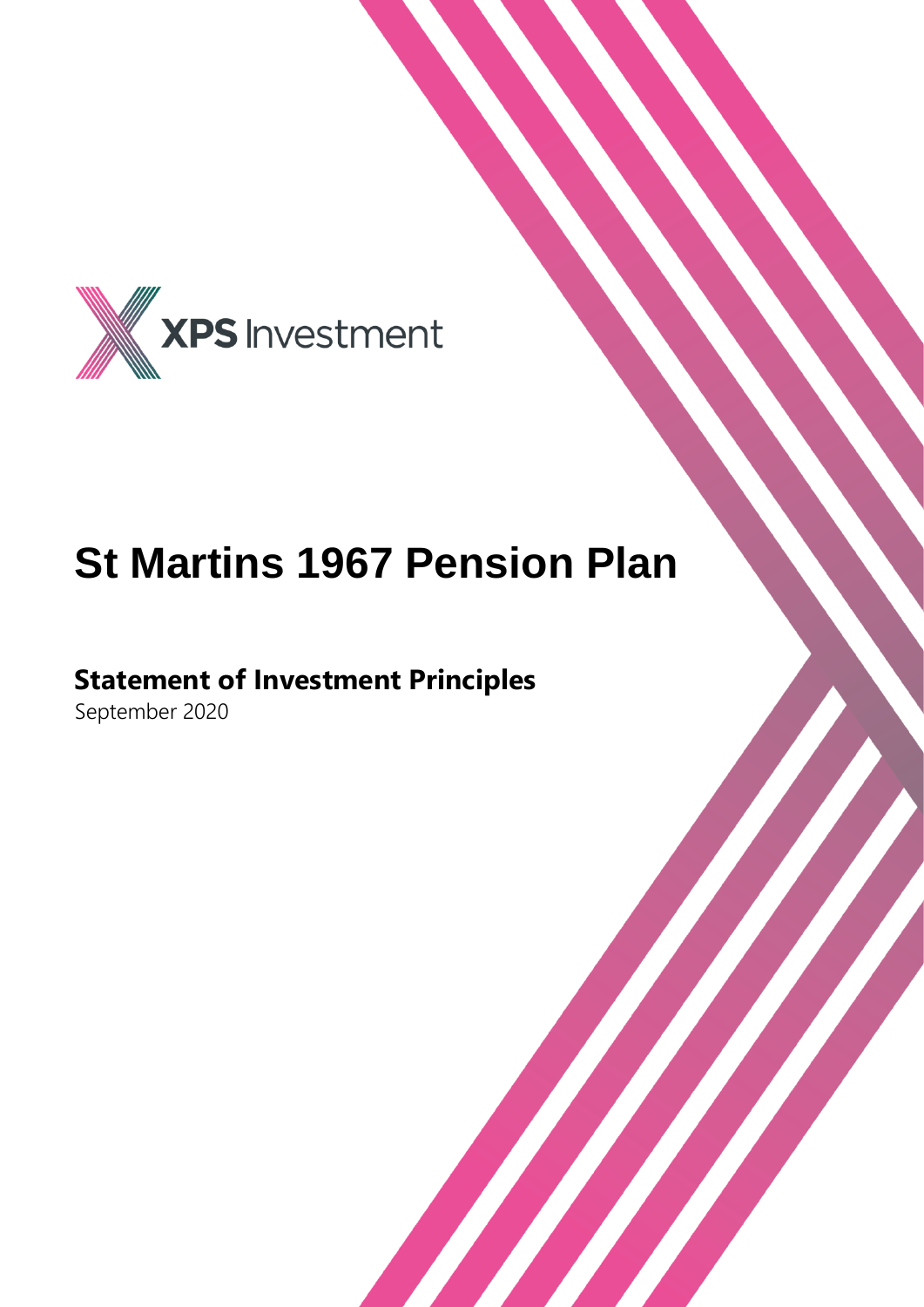XPS Investment

# St Martins 1967 Pension Plan

## Statement of Investment Principles

September 2020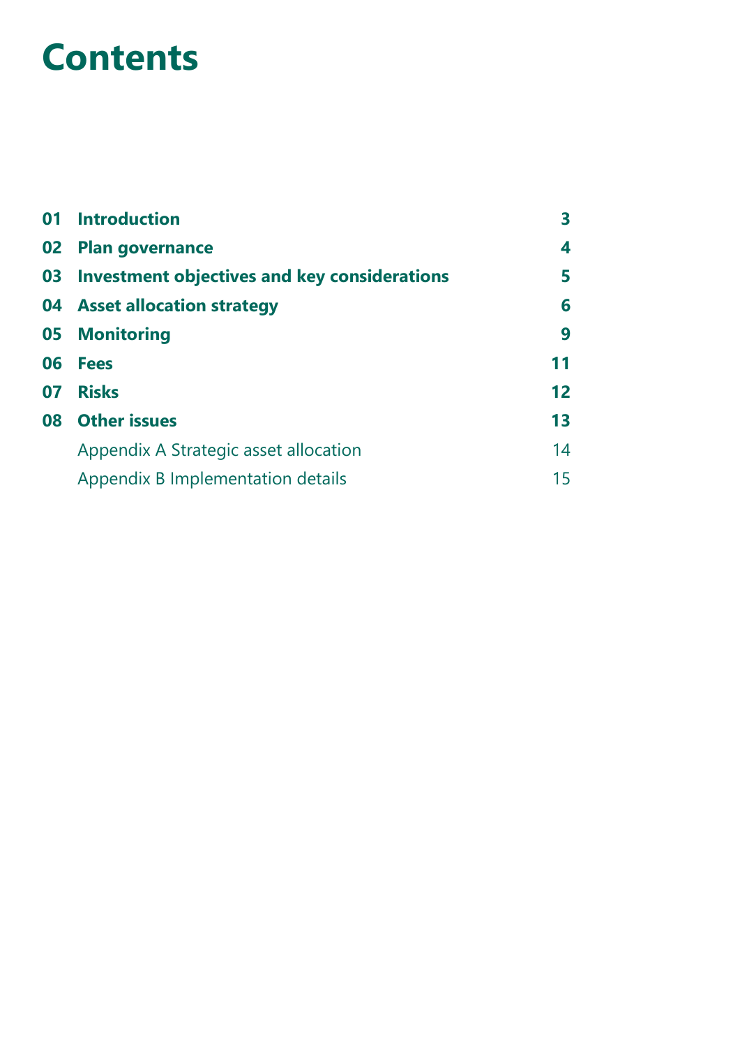# Contents

| | | |
|---|---|---|
| **01** | **Introduction** | **3** |
| **02** | **Plan governance** | **4** |
| **03** | **Investment objectives and key considerations** | **5** |
| **04** | **Asset allocation strategy** | **6** |
| **05** | **Monitoring** | **9** |
| **06** | **Fees** | **11** |
| **07** | **Risks** | **12** |
| **08** | **Other issues** | **13** |
| | Appendix A Strategic asset allocation | 14 |
| | Appendix B Implementation details | 15 |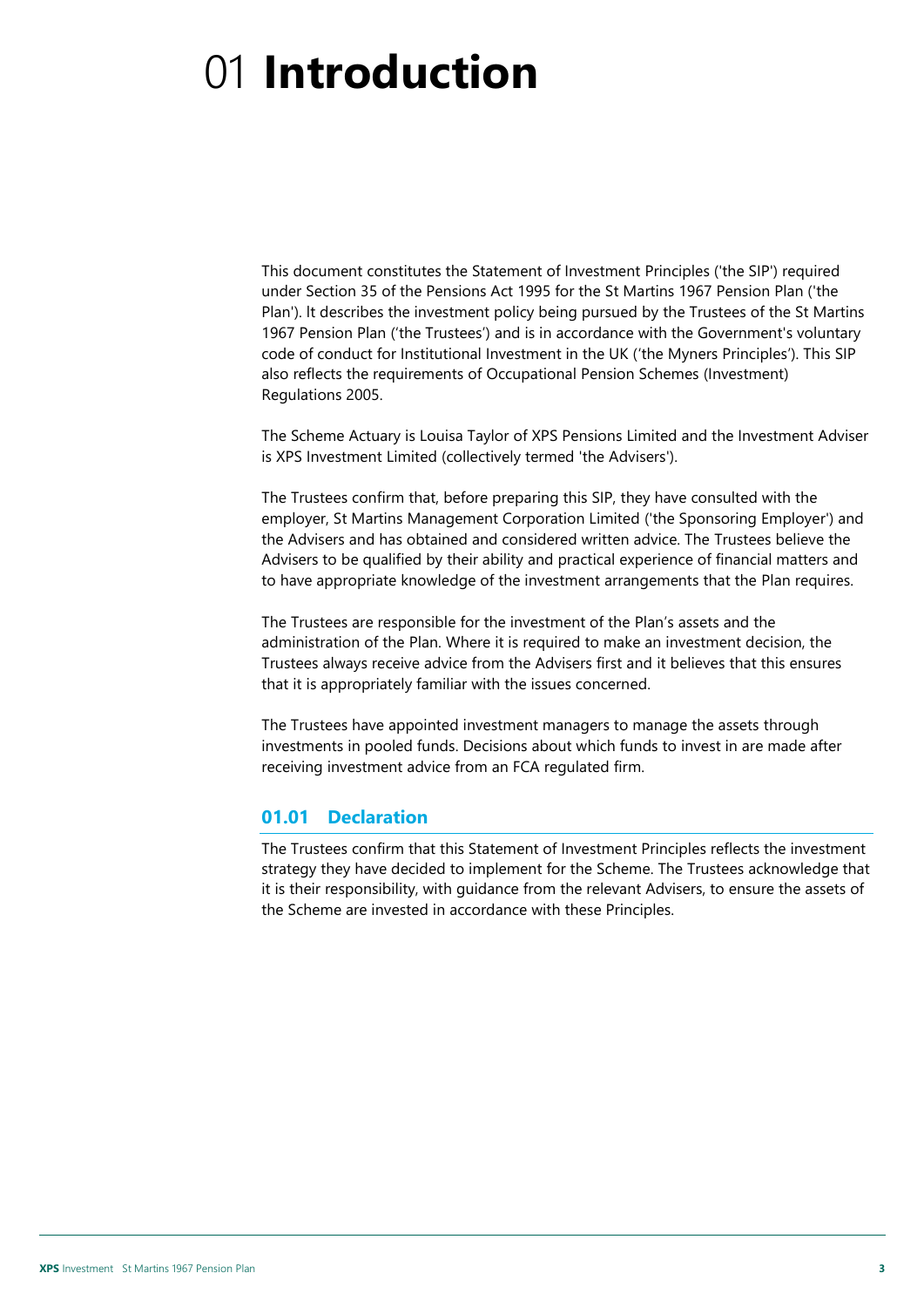# 01 **Introduction**

This document constitutes the Statement of Investment Principles ('the SIP') required under Section 35 of the Pensions Act 1995 for the St Martins 1967 Pension Plan ('the Plan'). It describes the investment policy being pursued by the Trustees of the St Martins 1967 Pension Plan ('the Trustees') and is in accordance with the Government's voluntary code of conduct for Institutional Investment in the UK ('the Myners Principles'). This SIP also reflects the requirements of Occupational Pension Schemes (Investment) Regulations 2005.

The Scheme Actuary is Louisa Taylor of XPS Pensions Limited and the Investment Adviser is XPS Investment Limited (collectively termed 'the Advisers').

The Trustees confirm that, before preparing this SIP, they have consulted with the employer, St Martins Management Corporation Limited ('the Sponsoring Employer') and the Advisers and has obtained and considered written advice. The Trustees believe the Advisers to be qualified by their ability and practical experience of financial matters and to have appropriate knowledge of the investment arrangements that the Plan requires.

The Trustees are responsible for the investment of the Plan's assets and the administration of the Plan. Where it is required to make an investment decision, the Trustees always receive advice from the Advisers first and it believes that this ensures that it is appropriately familiar with the issues concerned.

The Trustees have appointed investment managers to manage the assets through investments in pooled funds. Decisions about which funds to invest in are made after receiving investment advice from an FCA regulated firm.

## 01.01 Declaration

The Trustees confirm that this Statement of Investment Principles reflects the investment strategy they have decided to implement for the Scheme. The Trustees acknowledge that it is their responsibility, with guidance from the relevant Advisers, to ensure the assets of the Scheme are invested in accordance with these Principles.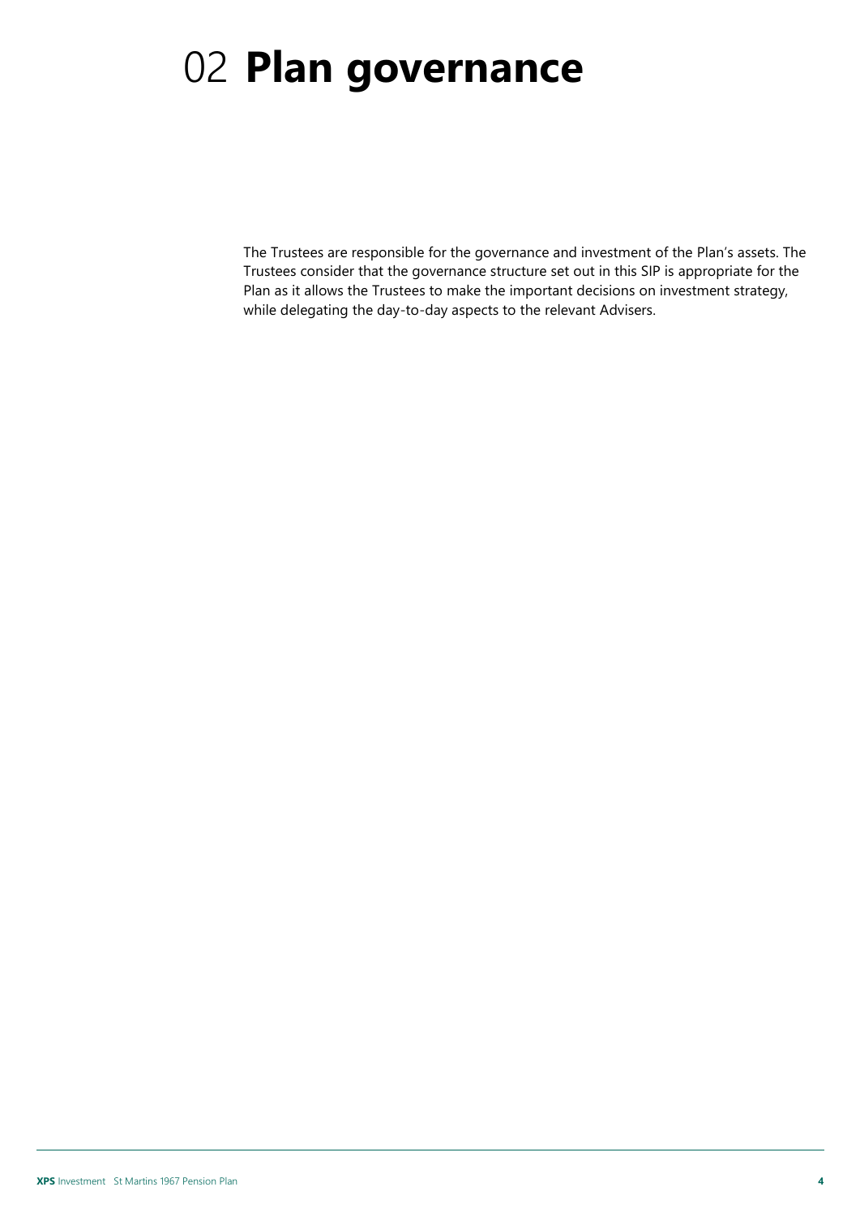# 02 **Plan governance**

The Trustees are responsible for the governance and investment of the Plan's assets. The Trustees consider that the governance structure set out in this SIP is appropriate for the Plan as it allows the Trustees to make the important decisions on investment strategy, while delegating the day-to-day aspects to the relevant Advisers.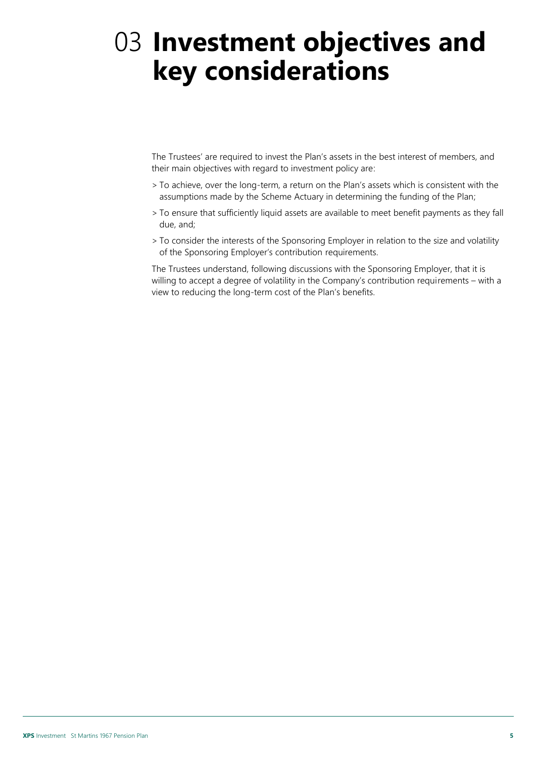# 03 **Investment objectives and key considerations**

The Trustees' are required to invest the Plan's assets in the best interest of members, and their main objectives with regard to investment policy are:

- To achieve, over the long-term, a return on the Plan's assets which is consistent with the assumptions made by the Scheme Actuary in determining the funding of the Plan;
- To ensure that sufficiently liquid assets are available to meet benefit payments as they fall due, and;
- To consider the interests of the Sponsoring Employer in relation to the size and volatility of the Sponsoring Employer's contribution requirements.

The Trustees understand, following discussions with the Sponsoring Employer, that it is willing to accept a degree of volatility in the Company's contribution requirements – with a view to reducing the long-term cost of the Plan's benefits.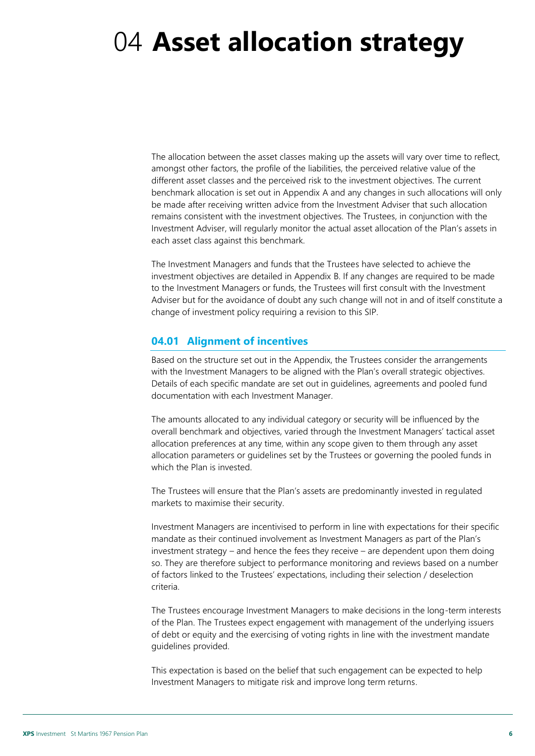# 04 **Asset allocation strategy**

The allocation between the asset classes making up the assets will vary over time to reflect, amongst other factors, the profile of the liabilities, the perceived relative value of the different asset classes and the perceived risk to the investment objectives. The current benchmark allocation is set out in Appendix A and any changes in such allocations will only be made after receiving written advice from the Investment Adviser that such allocation remains consistent with the investment objectives. The Trustees, in conjunction with the Investment Adviser, will regularly monitor the actual asset allocation of the Plan's assets in each asset class against this benchmark.

The Investment Managers and funds that the Trustees have selected to achieve the investment objectives are detailed in Appendix B. If any changes are required to be made to the Investment Managers or funds, the Trustees will first consult with the Investment Adviser but for the avoidance of doubt any such change will not in and of itself constitute a change of investment policy requiring a revision to this SIP.

## 04.01 Alignment of incentives

Based on the structure set out in the Appendix, the Trustees consider the arrangements with the Investment Managers to be aligned with the Plan's overall strategic objectives. Details of each specific mandate are set out in guidelines, agreements and pooled fund documentation with each Investment Manager.

The amounts allocated to any individual category or security will be influenced by the overall benchmark and objectives, varied through the Investment Managers' tactical asset allocation preferences at any time, within any scope given to them through any asset allocation parameters or guidelines set by the Trustees or governing the pooled funds in which the Plan is invested.

The Trustees will ensure that the Plan's assets are predominantly invested in regulated markets to maximise their security.

Investment Managers are incentivised to perform in line with expectations for their specific mandate as their continued involvement as Investment Managers as part of the Plan's investment strategy – and hence the fees they receive – are dependent upon them doing so. They are therefore subject to performance monitoring and reviews based on a number of factors linked to the Trustees' expectations, including their selection / deselection criteria.

The Trustees encourage Investment Managers to make decisions in the long-term interests of the Plan. The Trustees expect engagement with management of the underlying issuers of debt or equity and the exercising of voting rights in line with the investment mandate guidelines provided.

This expectation is based on the belief that such engagement can be expected to help Investment Managers to mitigate risk and improve long term returns.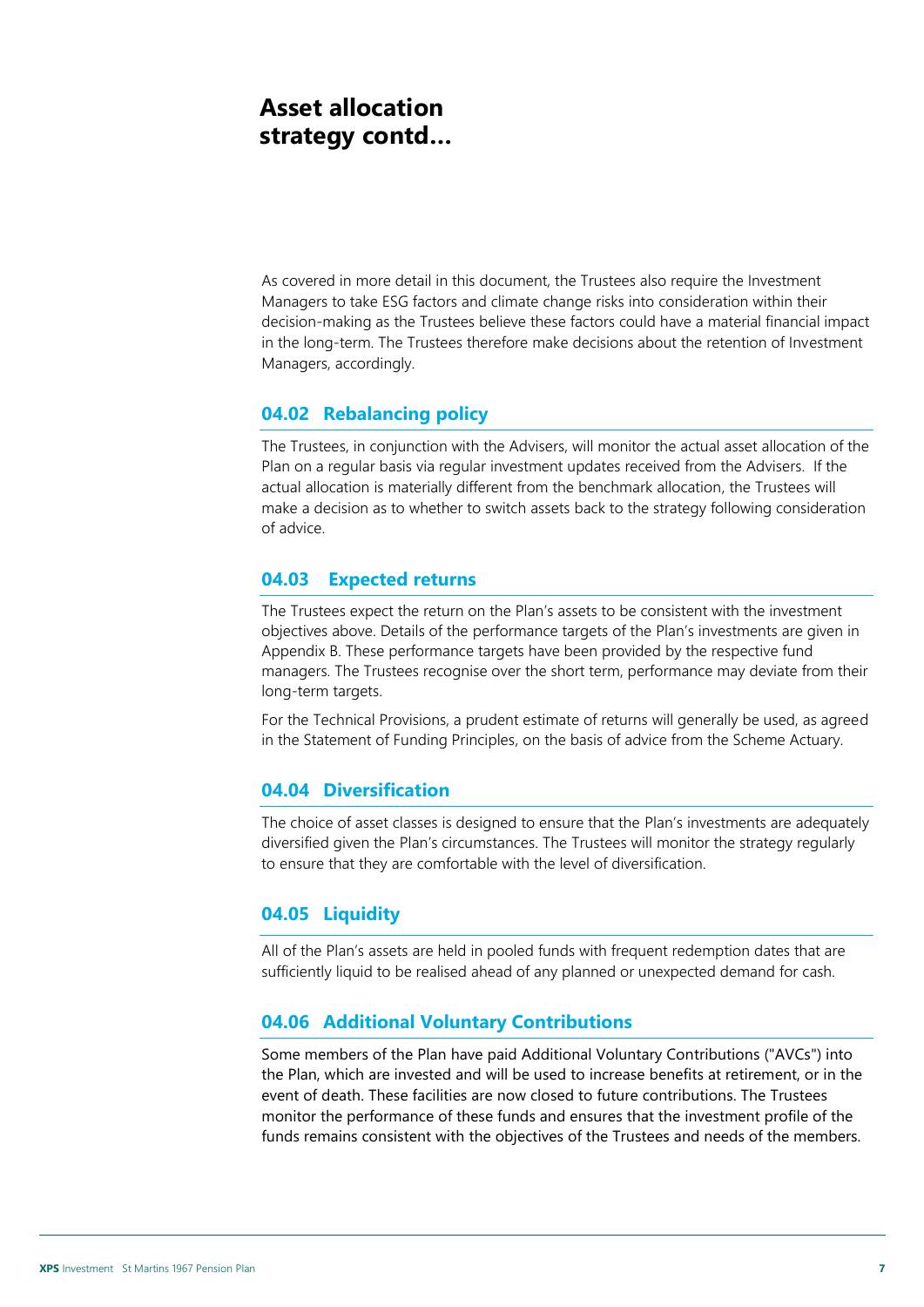# Asset allocation strategy contd…

As covered in more detail in this document, the Trustees also require the Investment Managers to take ESG factors and climate change risks into consideration within their decision-making as the Trustees believe these factors could have a material financial impact in the long-term. The Trustees therefore make decisions about the retention of Investment Managers, accordingly.

## 04.02 Rebalancing policy

The Trustees, in conjunction with the Advisers, will monitor the actual asset allocation of the Plan on a regular basis via regular investment updates received from the Advisers. If the actual allocation is materially different from the benchmark allocation, the Trustees will make a decision as to whether to switch assets back to the strategy following consideration of advice.

## 04.03 Expected returns

The Trustees expect the return on the Plan's assets to be consistent with the investment objectives above. Details of the performance targets of the Plan's investments are given in Appendix B. These performance targets have been provided by the respective fund managers. The Trustees recognise over the short term, performance may deviate from their long-term targets.

For the Technical Provisions, a prudent estimate of returns will generally be used, as agreed in the Statement of Funding Principles, on the basis of advice from the Scheme Actuary.

## 04.04 Diversification

The choice of asset classes is designed to ensure that the Plan's investments are adequately diversified given the Plan's circumstances. The Trustees will monitor the strategy regularly to ensure that they are comfortable with the level of diversification.

## 04.05 Liquidity

All of the Plan's assets are held in pooled funds with frequent redemption dates that are sufficiently liquid to be realised ahead of any planned or unexpected demand for cash.

## 04.06 Additional Voluntary Contributions

Some members of the Plan have paid Additional Voluntary Contributions ("AVCs") into the Plan, which are invested and will be used to increase benefits at retirement, or in the event of death. These facilities are now closed to future contributions. The Trustees monitor the performance of these funds and ensures that the investment profile of the funds remains consistent with the objectives of the Trustees and needs of the members.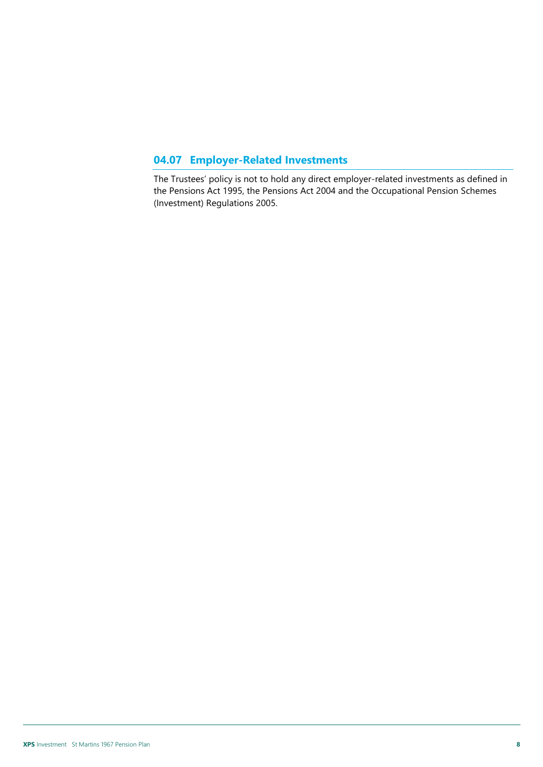## 04.07 Employer-Related Investments

The Trustees' policy is not to hold any direct employer-related investments as defined in the Pensions Act 1995, the Pensions Act 2004 and the Occupational Pension Schemes (Investment) Regulations 2005.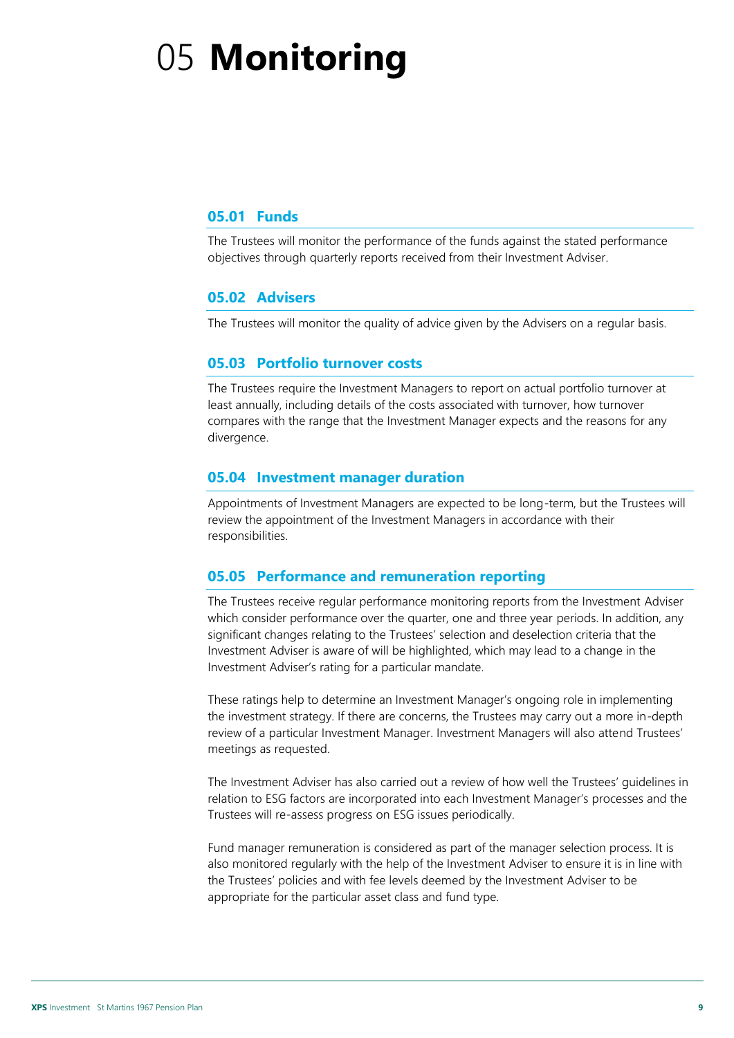# 05 **Monitoring**

## 05.01 Funds

The Trustees will monitor the performance of the funds against the stated performance objectives through quarterly reports received from their Investment Adviser.

## 05.02 Advisers

The Trustees will monitor the quality of advice given by the Advisers on a regular basis.

## 05.03 Portfolio turnover costs

The Trustees require the Investment Managers to report on actual portfolio turnover at least annually, including details of the costs associated with turnover, how turnover compares with the range that the Investment Manager expects and the reasons for any divergence.

## 05.04 Investment manager duration

Appointments of Investment Managers are expected to be long-term, but the Trustees will review the appointment of the Investment Managers in accordance with their responsibilities.

## 05.05 Performance and remuneration reporting

The Trustees receive regular performance monitoring reports from the Investment Adviser which consider performance over the quarter, one and three year periods. In addition, any significant changes relating to the Trustees' selection and deselection criteria that the Investment Adviser is aware of will be highlighted, which may lead to a change in the Investment Adviser's rating for a particular mandate.

These ratings help to determine an Investment Manager's ongoing role in implementing the investment strategy. If there are concerns, the Trustees may carry out a more in-depth review of a particular Investment Manager. Investment Managers will also attend Trustees' meetings as requested.

The Investment Adviser has also carried out a review of how well the Trustees' guidelines in relation to ESG factors are incorporated into each Investment Manager's processes and the Trustees will re-assess progress on ESG issues periodically.

Fund manager remuneration is considered as part of the manager selection process. It is also monitored regularly with the help of the Investment Adviser to ensure it is in line with the Trustees' policies and with fee levels deemed by the Investment Adviser to be appropriate for the particular asset class and fund type.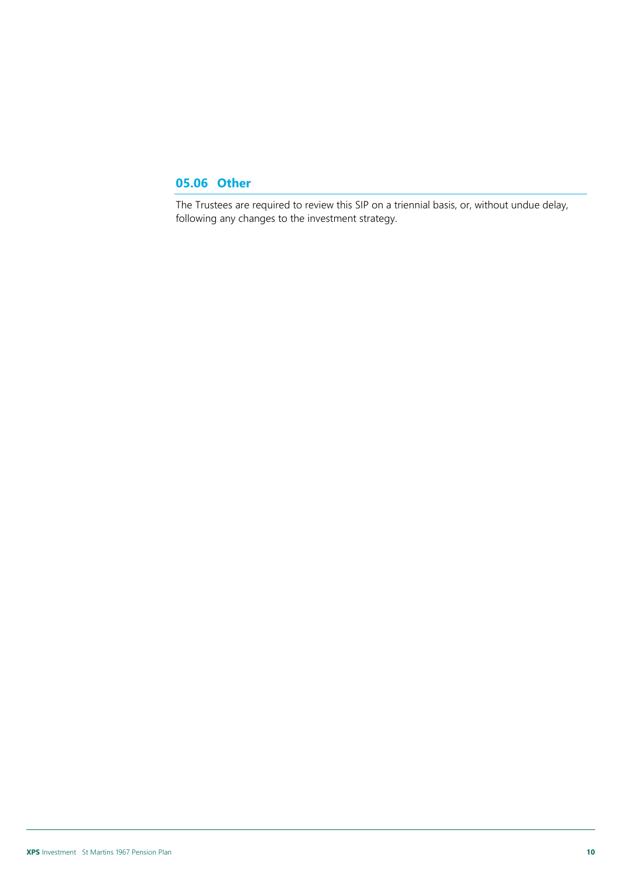## 05.06 Other

The Trustees are required to review this SIP on a triennial basis, or, without undue delay, following any changes to the investment strategy.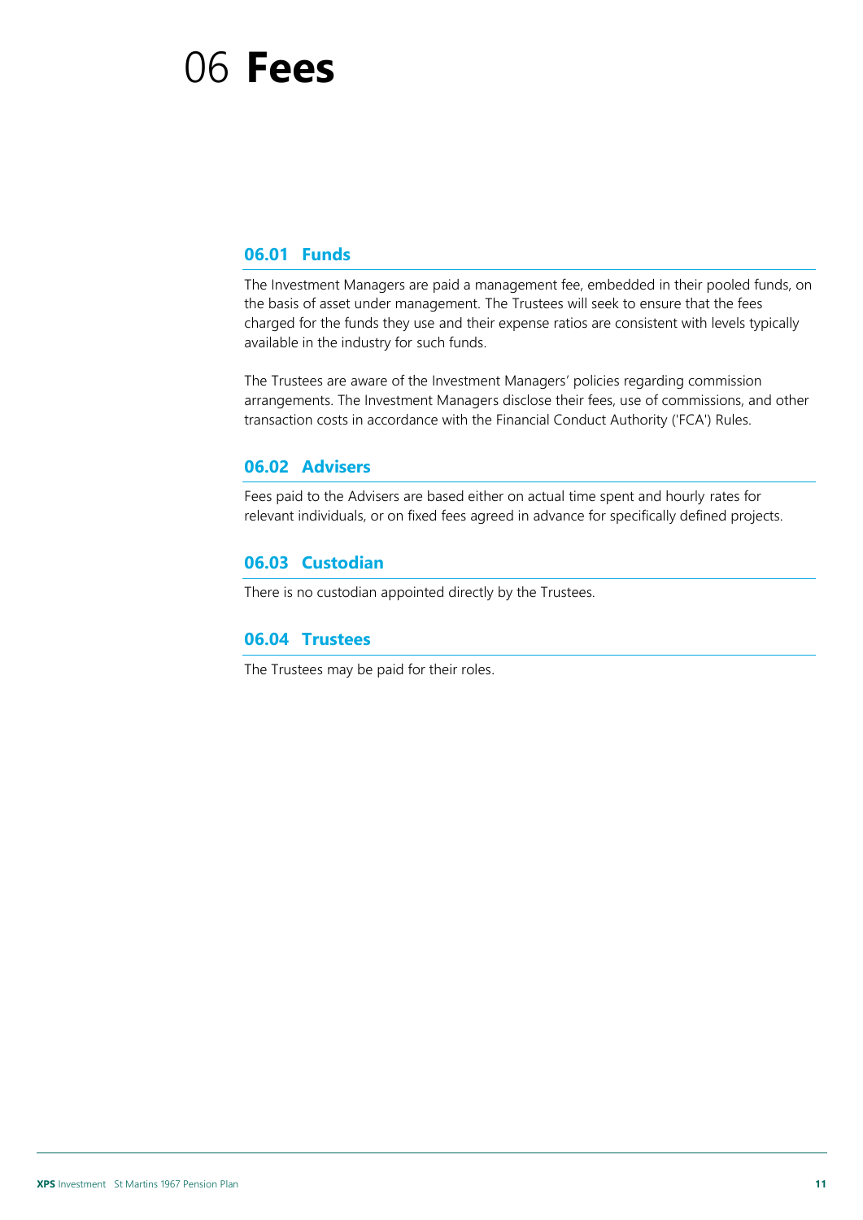# 06 **Fees**

## 06.01 Funds

The Investment Managers are paid a management fee, embedded in their pooled funds, on the basis of asset under management. The Trustees will seek to ensure that the fees charged for the funds they use and their expense ratios are consistent with levels typically available in the industry for such funds.

The Trustees are aware of the Investment Managers' policies regarding commission arrangements. The Investment Managers disclose their fees, use of commissions, and other transaction costs in accordance with the Financial Conduct Authority ('FCA') Rules.

## 06.02 Advisers

Fees paid to the Advisers are based either on actual time spent and hourly rates for relevant individuals, or on fixed fees agreed in advance for specifically defined projects.

## 06.03 Custodian

There is no custodian appointed directly by the Trustees.

## 06.04 Trustees

The Trustees may be paid for their roles.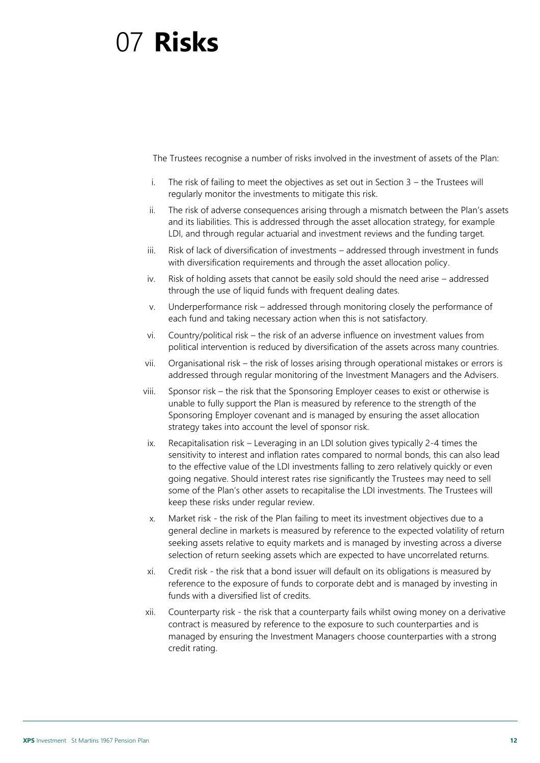# 07 **Risks**

The Trustees recognise a number of risks involved in the investment of assets of the Plan:

i. The risk of failing to meet the objectives as set out in Section 3 – the Trustees will regularly monitor the investments to mitigate this risk.

ii. The risk of adverse consequences arising through a mismatch between the Plan's assets and its liabilities. This is addressed through the asset allocation strategy, for example LDI, and through regular actuarial and investment reviews and the funding target.

iii. Risk of lack of diversification of investments – addressed through investment in funds with diversification requirements and through the asset allocation policy.

iv. Risk of holding assets that cannot be easily sold should the need arise – addressed through the use of liquid funds with frequent dealing dates.

v. Underperformance risk – addressed through monitoring closely the performance of each fund and taking necessary action when this is not satisfactory.

vi. Country/political risk – the risk of an adverse influence on investment values from political intervention is reduced by diversification of the assets across many countries.

vii. Organisational risk – the risk of losses arising through operational mistakes or errors is addressed through regular monitoring of the Investment Managers and the Advisers.

viii. Sponsor risk – the risk that the Sponsoring Employer ceases to exist or otherwise is unable to fully support the Plan is measured by reference to the strength of the Sponsoring Employer covenant and is managed by ensuring the asset allocation strategy takes into account the level of sponsor risk.

ix. Recapitalisation risk – Leveraging in an LDI solution gives typically 2-4 times the sensitivity to interest and inflation rates compared to normal bonds, this can also lead to the effective value of the LDI investments falling to zero relatively quickly or even going negative. Should interest rates rise significantly the Trustees may need to sell some of the Plan's other assets to recapitalise the LDI investments. The Trustees will keep these risks under regular review.

x. Market risk - the risk of the Plan failing to meet its investment objectives due to a general decline in markets is measured by reference to the expected volatility of return seeking assets relative to equity markets and is managed by investing across a diverse selection of return seeking assets which are expected to have uncorrelated returns.

xi. Credit risk - the risk that a bond issuer will default on its obligations is measured by reference to the exposure of funds to corporate debt and is managed by investing in funds with a diversified list of credits.

xii. Counterparty risk - the risk that a counterparty fails whilst owing money on a derivative contract is measured by reference to the exposure to such counterparties and is managed by ensuring the Investment Managers choose counterparties with a strong credit rating.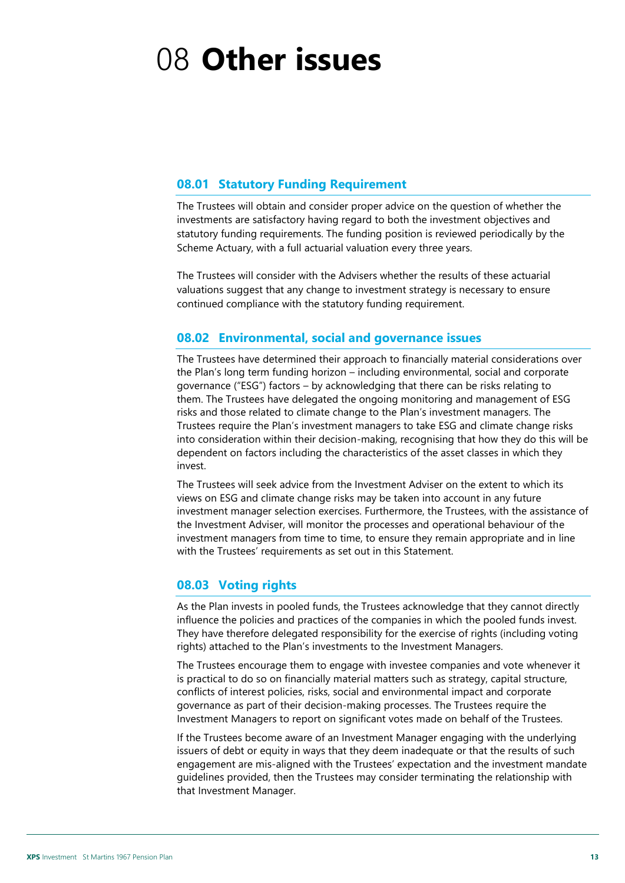# 08 **Other issues**

## 08.01 Statutory Funding Requirement

The Trustees will obtain and consider proper advice on the question of whether the investments are satisfactory having regard to both the investment objectives and statutory funding requirements. The funding position is reviewed periodically by the Scheme Actuary, with a full actuarial valuation every three years.

The Trustees will consider with the Advisers whether the results of these actuarial valuations suggest that any change to investment strategy is necessary to ensure continued compliance with the statutory funding requirement.

## 08.02 Environmental, social and governance issues

The Trustees have determined their approach to financially material considerations over the Plan's long term funding horizon – including environmental, social and corporate governance ("ESG") factors – by acknowledging that there can be risks relating to them. The Trustees have delegated the ongoing monitoring and management of ESG risks and those related to climate change to the Plan's investment managers. The Trustees require the Plan's investment managers to take ESG and climate change risks into consideration within their decision-making, recognising that how they do this will be dependent on factors including the characteristics of the asset classes in which they invest.

The Trustees will seek advice from the Investment Adviser on the extent to which its views on ESG and climate change risks may be taken into account in any future investment manager selection exercises. Furthermore, the Trustees, with the assistance of the Investment Adviser, will monitor the processes and operational behaviour of the investment managers from time to time, to ensure they remain appropriate and in line with the Trustees' requirements as set out in this Statement.

## 08.03 Voting rights

As the Plan invests in pooled funds, the Trustees acknowledge that they cannot directly influence the policies and practices of the companies in which the pooled funds invest. They have therefore delegated responsibility for the exercise of rights (including voting rights) attached to the Plan's investments to the Investment Managers.

The Trustees encourage them to engage with investee companies and vote whenever it is practical to do so on financially material matters such as strategy, capital structure, conflicts of interest policies, risks, social and environmental impact and corporate governance as part of their decision-making processes. The Trustees require the Investment Managers to report on significant votes made on behalf of the Trustees.

If the Trustees become aware of an Investment Manager engaging with the underlying issuers of debt or equity in ways that they deem inadequate or that the results of such engagement are mis-aligned with the Trustees' expectation and the investment mandate guidelines provided, then the Trustees may consider terminating the relationship with that Investment Manager.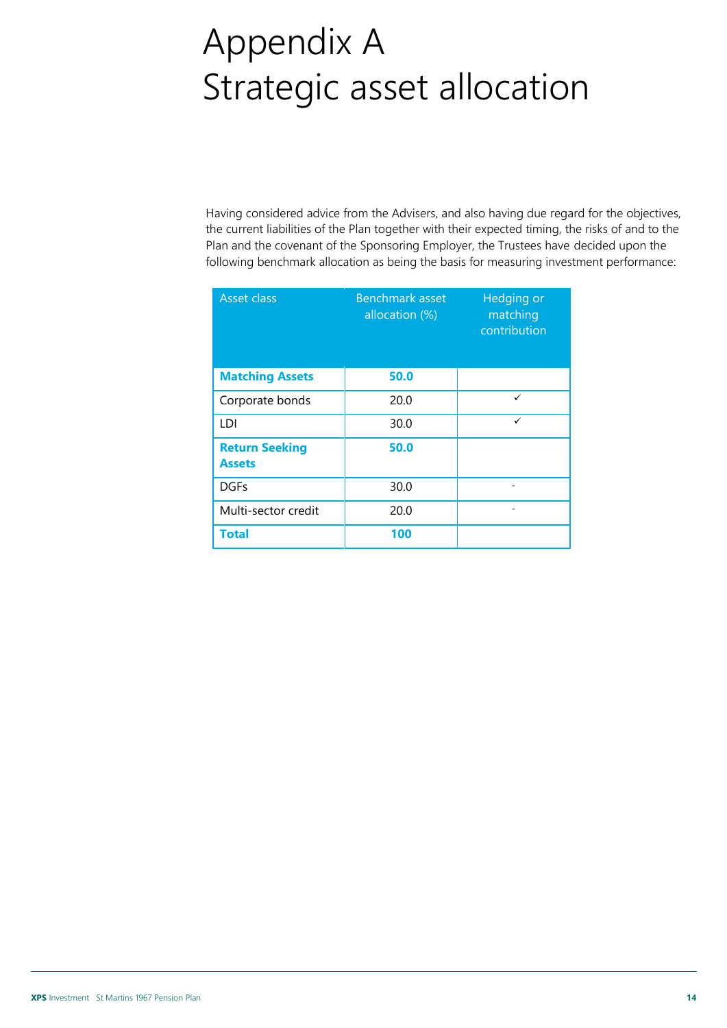# Appendix A Strategic asset allocation

Having considered advice from the Advisers, and also having due regard for the objectives, the current liabilities of the Plan together with their expected timing, the risks of and to the Plan and the covenant of the Sponsoring Employer, the Trustees have decided upon the following benchmark allocation as being the basis for measuring investment performance:

| Asset class | Benchmark asset allocation (%) | Hedging or matching contribution |
|---|---|---|
| **Matching Assets** | **50.0** | |
| Corporate bonds | 20.0 | ✓ |
| LDI | 30.0 | ✓ |
| **Return Seeking Assets** | **50.0** | |
| DGFs | 30.0 | - |
| Multi-sector credit | 20.0 | - |
| **Total** | **100** | |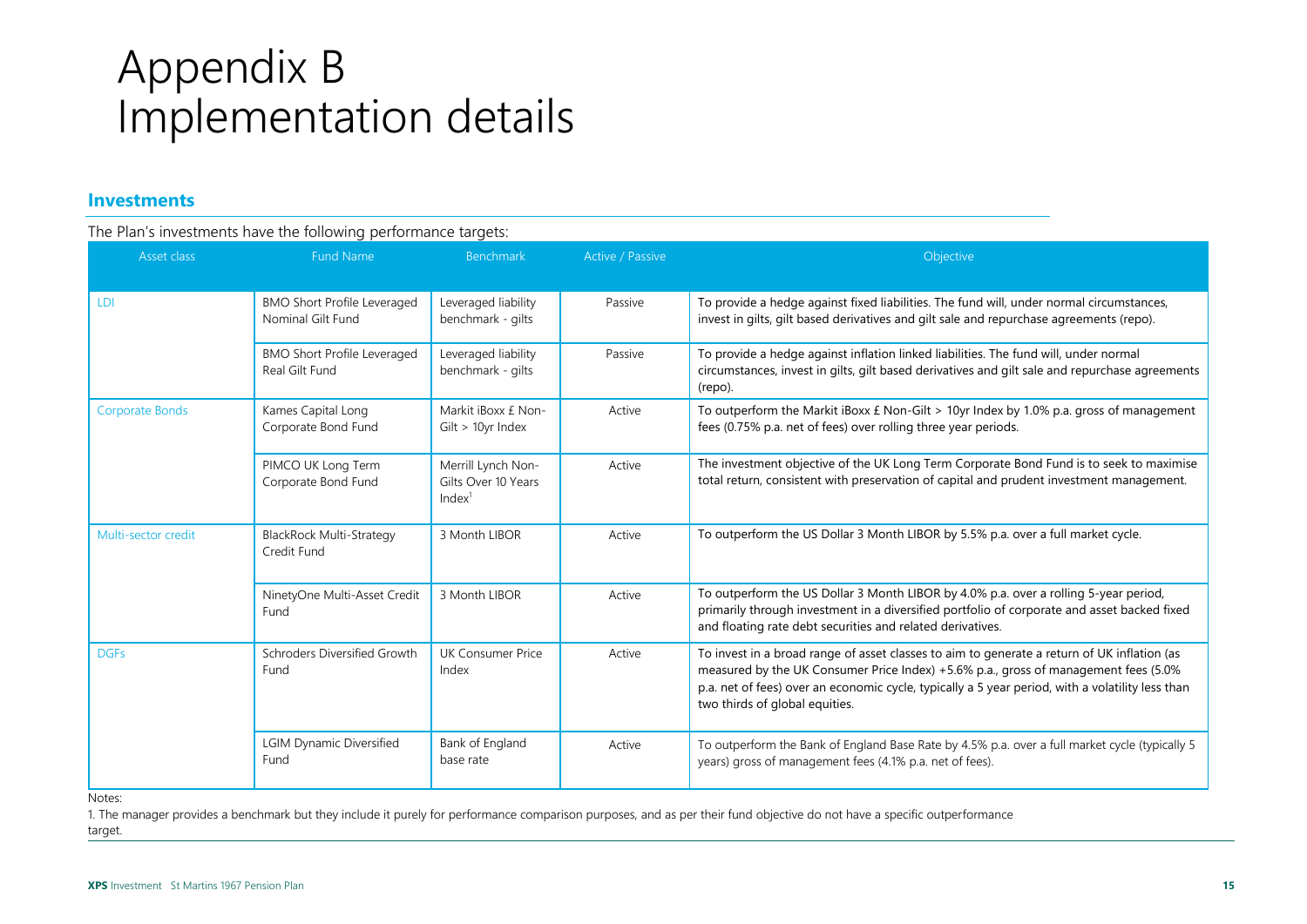# Appendix B
# Implementation details

## Investments

The Plan's investments have the following performance targets:

| Asset class | Fund Name | Benchmark | Active / Passive | Objective |
|---|---|---|---|---|
| LDI | BMO Short Profile Leveraged Nominal Gilt Fund | Leveraged liability benchmark - gilts | Passive | To provide a hedge against fixed liabilities. The fund will, under normal circumstances, invest in gilts, gilt based derivatives and gilt sale and repurchase agreements (repo). |
| | BMO Short Profile Leveraged Real Gilt Fund | Leveraged liability benchmark - gilts | Passive | To provide a hedge against inflation linked liabilities. The fund will, under normal circumstances, invest in gilts, gilt based derivatives and gilt sale and repurchase agreements (repo). |
| Corporate Bonds | Kames Capital Long Corporate Bond Fund | Markit iBoxx £ Non-Gilt > 10yr Index | Active | To outperform the Markit iBoxx £ Non-Gilt > 10yr Index by 1.0% p.a. gross of management fees (0.75% p.a. net of fees) over rolling three year periods. |
| | PIMCO UK Long Term Corporate Bond Fund | Merrill Lynch Non-Gilts Over 10 Years Index[1] | Active | The investment objective of the UK Long Term Corporate Bond Fund is to seek to maximise total return, consistent with preservation of capital and prudent investment management. |
| Multi-sector credit | BlackRock Multi-Strategy Credit Fund | 3 Month LIBOR | Active | To outperform the US Dollar 3 Month LIBOR by 5.5% p.a. over a full market cycle. |
| | NinetyOne Multi-Asset Credit Fund | 3 Month LIBOR | Active | To outperform the US Dollar 3 Month LIBOR by 4.0% p.a. over a rolling 5-year period, primarily through investment in a diversified portfolio of corporate and asset backed fixed and floating rate debt securities and related derivatives. |
| DGFs | Schroders Diversified Growth Fund | UK Consumer Price Index | Active | To invest in a broad range of asset classes to aim to generate a return of UK inflation (as measured by the UK Consumer Price Index) +5.6% p.a., gross of management fees (5.0% p.a. net of fees) over an economic cycle, typically a 5 year period, with a volatility less than two thirds of global equities. |
| | LGIM Dynamic Diversified Fund | Bank of England base rate | Active | To outperform the Bank of England Base Rate by 4.5% p.a. over a full market cycle (typically 5 years) gross of management fees (4.1% p.a. net of fees). |

Notes:

1. The manager provides a benchmark but they include it purely for performance comparison purposes, and as per their fund objective do not have a specific outperformance target.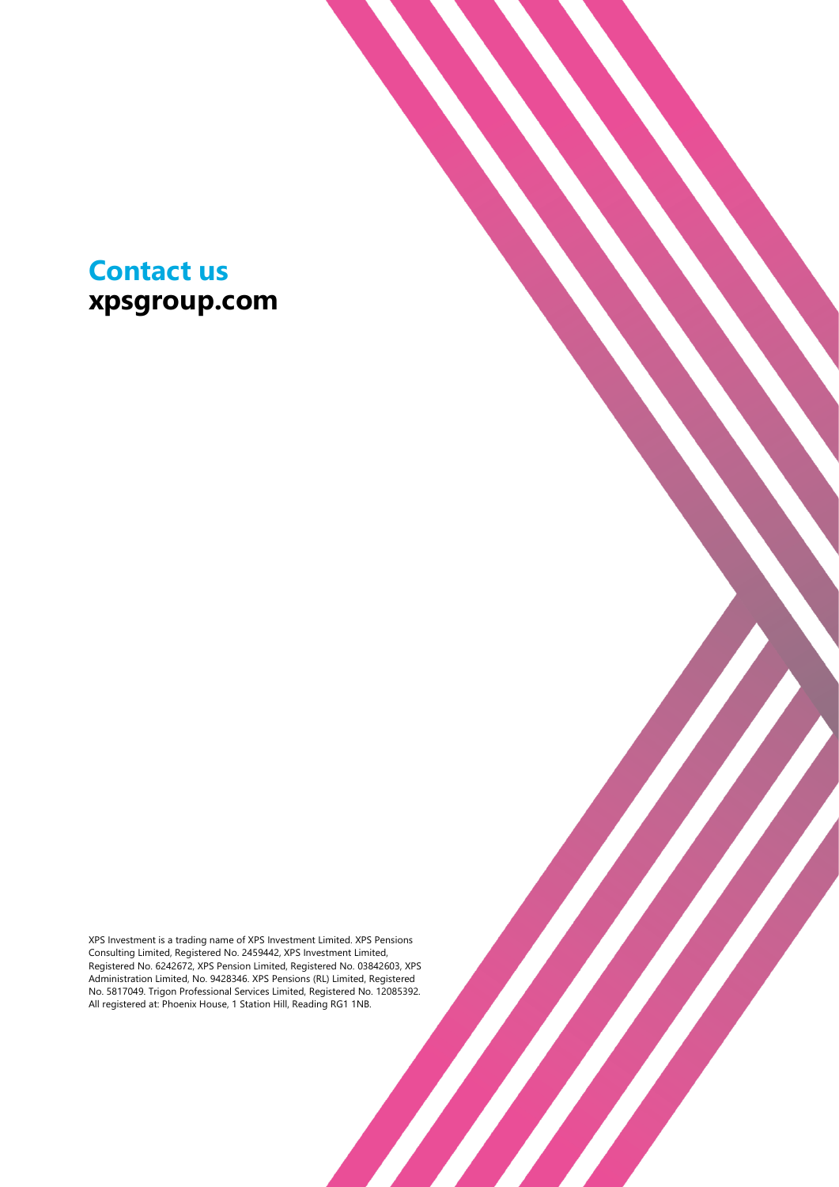## Contact us

**xpsgroup.com**

XPS Investment is a trading name of XPS Investment Limited. XPS Pensions Consulting Limited, Registered No. 2459442, XPS Investment Limited, Registered No. 6242672, XPS Pension Limited, Registered No. 03842603, XPS Administration Limited, No. 9428346. XPS Pensions (RL) Limited, Registered No. 5817049. Trigon Professional Services Limited, Registered No. 12085392. All registered at: Phoenix House, 1 Station Hill, Reading RG1 1NB.